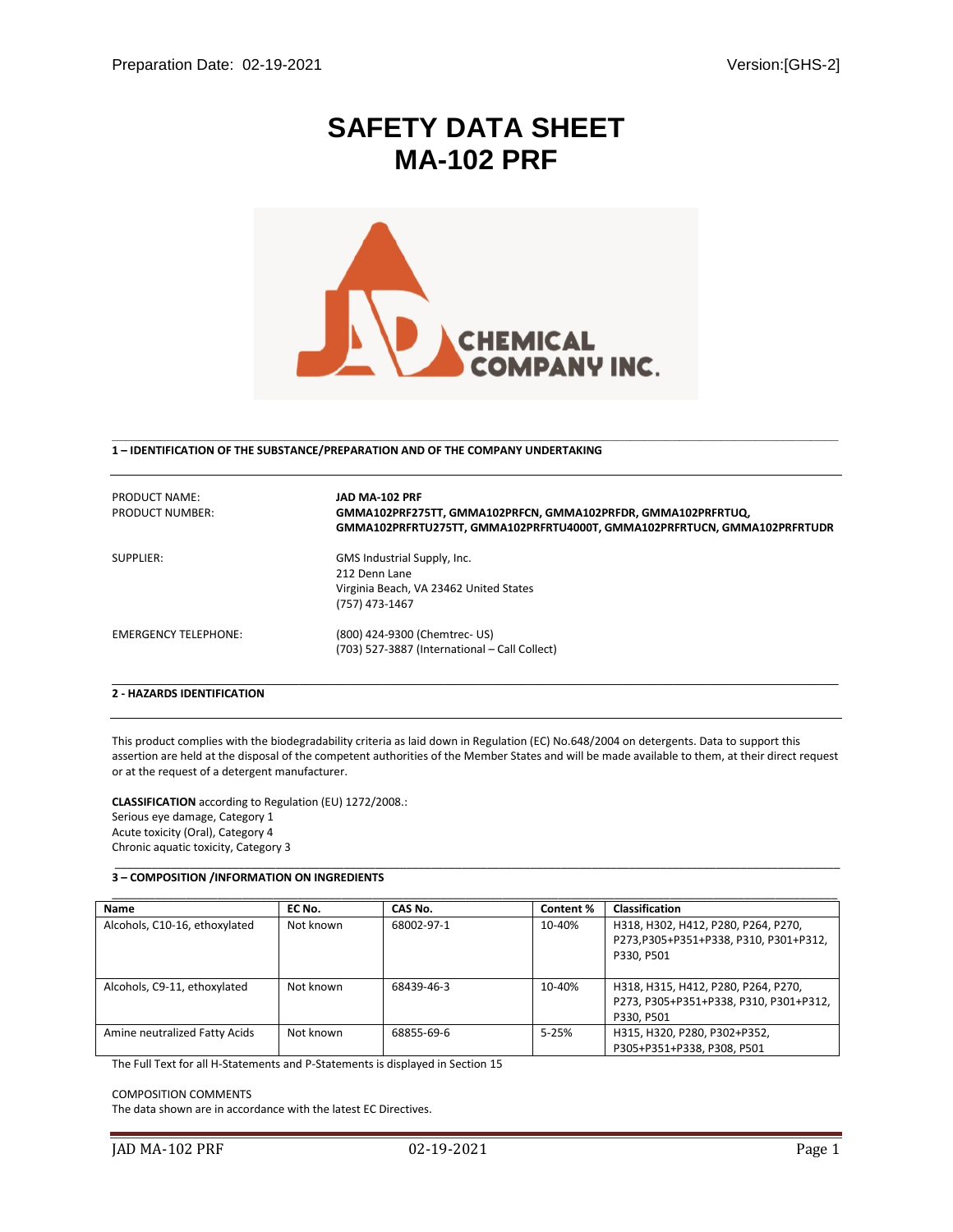Preparation Date: 02-19-2021 Version:[GHS-2]

# SAFETY DATA SHEET
# MA-102 PRF

## 1 – IDENTIFICATION OF THE SUBSTANCE/PREPARATION AND OF THE COMPANY UNDERTAKING

| | |
|---|---|
| PRODUCT NAME: | **JAD MA-102 PRF** |
| PRODUCT NUMBER: | **GMMA102PRF275TT, GMMA102PRFCN, GMMA102PRFDR, GMMA102PRFRTUQ, GMMA102PRFRTU275TT, GMMA102PRFRTU4000T, GMMA102PRFRTUCN, GMMA102PRFRTUDR** |
| SUPPLIER: | GMS Industrial Supply, Inc.<br>212 Denn Lane<br>Virginia Beach, VA 23462 United States<br>(757) 473-1467 |
| EMERGENCY TELEPHONE: | (800) 424-9300 (Chemtrec- US)<br>(703) 527-3887 (International – Call Collect) |

## 2 - HAZARDS IDENTIFICATION

This product complies with the biodegradability criteria as laid down in Regulation (EC) No.648/2004 on detergents. Data to support this assertion are held at the disposal of the competent authorities of the Member States and will be made available to them, at their direct request or at the request of a detergent manufacturer.

**CLASSIFICATION** according to Regulation (EU) 1272/2008.:
Serious eye damage, Category 1
Acute toxicity (Oral), Category 4
Chronic aquatic toxicity, Category 3

## 3 – COMPOSITION /INFORMATION ON INGREDIENTS

| Name | EC No. | CAS No. | Content % | Classification |
|---|---|---|---|---|
| Alcohols, C10-16, ethoxylated | Not known | 68002-97-1 | 10-40% | H318, H302, H412, P280, P264, P270, P273,P305+P351+P338, P310, P301+P312, P330, P501 |
| Alcohols, C9-11, ethoxylated | Not known | 68439-46-3 | 10-40% | H318, H315, H412, P280, P264, P270, P273, P305+P351+P338, P310, P301+P312, P330, P501 |
| Amine neutralized Fatty Acids | Not known | 68855-69-6 | 5-25% | H315, H320, H280, P302+P352, P305+P351+P338, P308, P501 |

The Full Text for all H-Statements and P-Statements is displayed in Section 15

COMPOSITION COMMENTS
The data shown are in accordance with the latest EC Directives.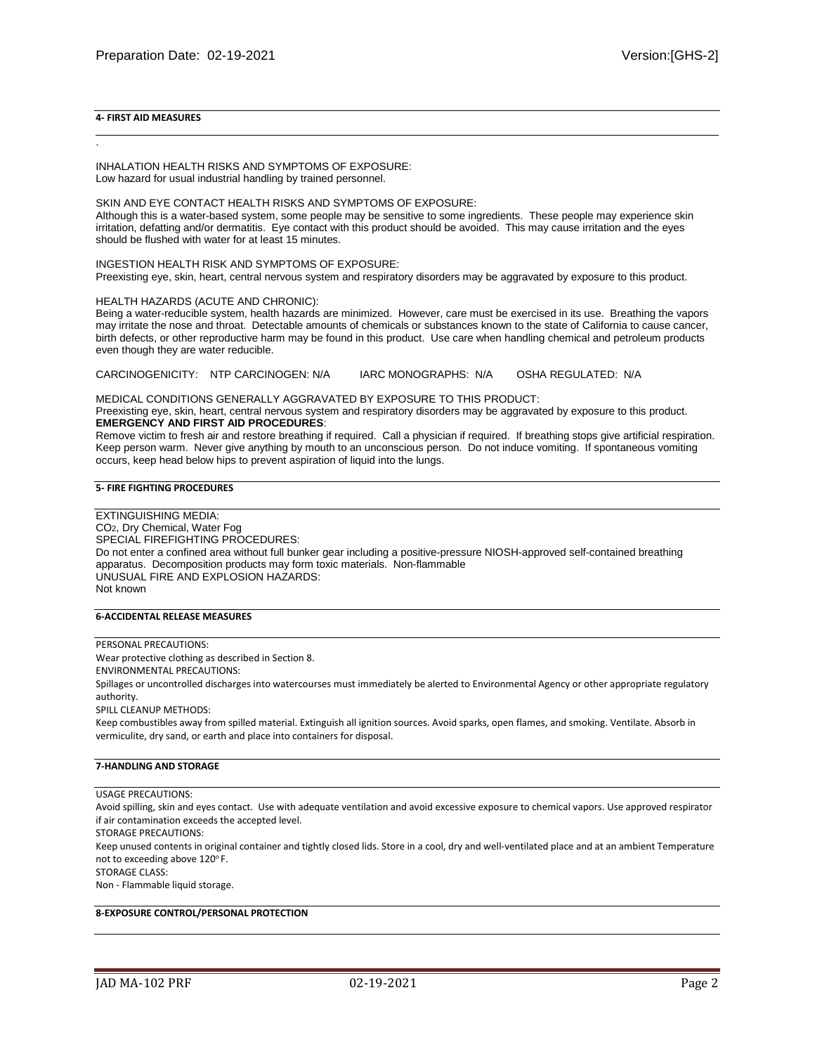## 4- FIRST AID MEASURES

.

INHALATION HEALTH RISKS AND SYMPTOMS OF EXPOSURE:
Low hazard for usual industrial handling by trained personnel.

SKIN AND EYE CONTACT HEALTH RISKS AND SYMPTOMS OF EXPOSURE:
Although this is a water-based system, some people may be sensitive to some ingredients. These people may experience skin irritation, defatting and/or dermatitis. Eye contact with this product should be avoided. This may cause irritation and the eyes should be flushed with water for at least 15 minutes.

INGESTION HEALTH RISK AND SYMPTOMS OF EXPOSURE:
Preexisting eye, skin, heart, central nervous system and respiratory disorders may be aggravated by exposure to this product.

HEALTH HAZARDS (ACUTE AND CHRONIC):
Being a water-reducible system, health hazards are minimized. However, care must be exercised in its use. Breathing the vapors may irritate the nose and throat. Detectable amounts of chemicals or substances known to the state of California to cause cancer, birth defects, or other reproductive harm may be found in this product. Use care when handling chemical and petroleum products even though they are water reducible.

CARCINOGENICITY: NTP CARCINOGEN: N/A IARC MONOGRAPHS: N/A OSHA REGULATED: N/A

MEDICAL CONDITIONS GENERALLY AGGRAVATED BY EXPOSURE TO THIS PRODUCT:
Preexisting eye, skin, heart, central nervous system and respiratory disorders may be aggravated by exposure to this product.
**EMERGENCY AND FIRST AID PROCEDURES**:
Remove victim to fresh air and restore breathing if required. Call a physician if required. If breathing stops give artificial respiration. Keep person warm. Never give anything by mouth to an unconscious person. Do not induce vomiting. If spontaneous vomiting occurs, keep head below hips to prevent aspiration of liquid into the lungs.

## 5- FIRE FIGHTING PROCEDURES

EXTINGUISHING MEDIA:
$CO_2$, Dry Chemical, Water Fog
SPECIAL FIREFIGHTING PROCEDURES:
Do not enter a confined area without full bunker gear including a positive-pressure NIOSH-approved self-contained breathing apparatus. Decomposition products may form toxic materials. Non-flammable
UNUSUAL FIRE AND EXPLOSION HAZARDS:
Not known

## 6-ACCIDENTAL RELEASE MEASURES

PERSONAL PRECAUTIONS:
Wear protective clothing as described in Section 8.
ENVIRONMENTAL PRECAUTIONS:
Spillages or uncontrolled discharges into watercourses must immediately be alerted to Environmental Agency or other appropriate regulatory authority.
SPILL CLEANUP METHODS:
Keep combustibles away from spilled material. Extinguish all ignition sources. Avoid sparks, open flames, and smoking. Ventilate. Absorb in vermiculite, dry sand, or earth and place into containers for disposal.

## 7-HANDLING AND STORAGE

USAGE PRECAUTIONS:
Avoid spilling, skin and eyes contact. Use with adequate ventilation and avoid excessive exposure to chemical vapors. Use approved respirator if air contamination exceeds the accepted level.
STORAGE PRECAUTIONS:
Keep unused contents in original container and tightly closed lids. Store in a cool, dry and well-ventilated place and at an ambient Temperature not to exceeding above 120° F.
STORAGE CLASS:
Non - Flammable liquid storage.

## 8-EXPOSURE CONTROL/PERSONAL PROTECTION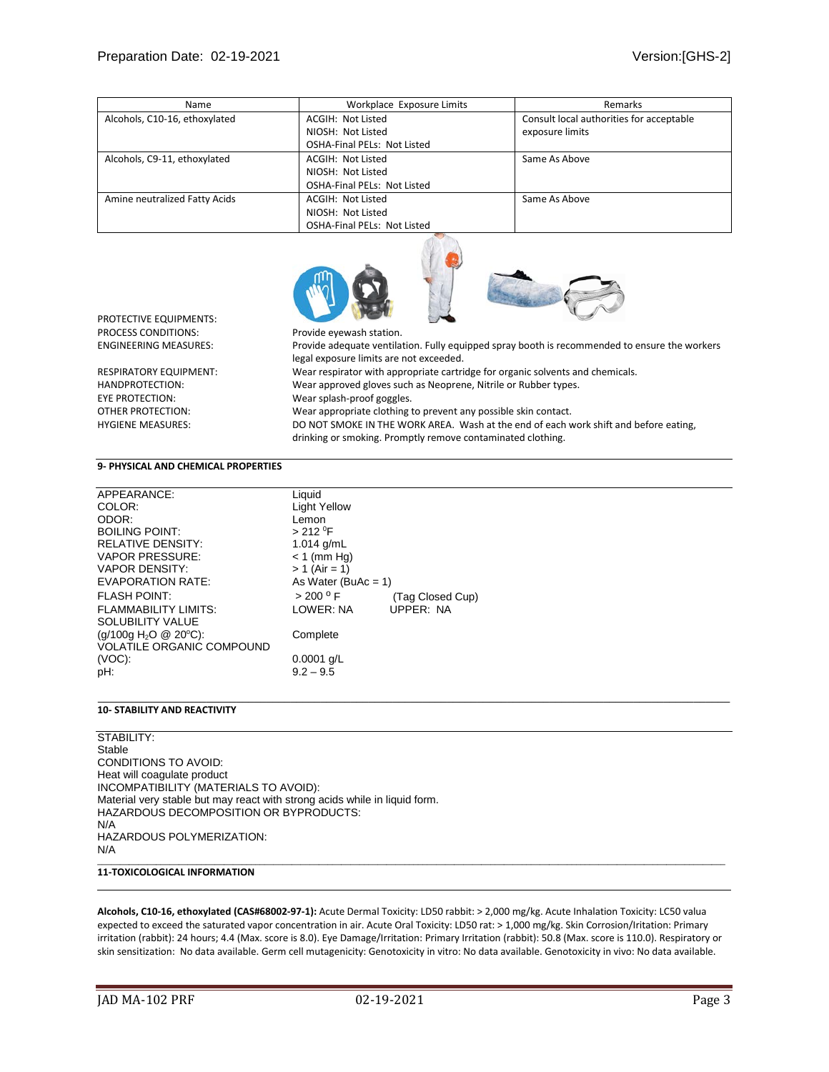| Name | Workplace Exposure Limits | Remarks |
|---|---|---|
| Alcohols, C10-16, ethoxylated | ACGIH: Not Listed<br>NIOSH: Not Listed<br>OSHA-Final PELs: Not Listed | Consult local authorities for acceptable exposure limits |
| Alcohols, C9-11, ethoxylated | ACGIH: Not Listed<br>NIOSH: Not Listed<br>OSHA-Final PELs: Not Listed | Same As Above |
| Amine neutralized Fatty Acids | ACGIH: Not Listed<br>NIOSH: Not Listed<br>OSHA-Final PELs: Not Listed | Same As Above |

PROTECTIVE EQUIPMENTS:

PROCESS CONDITIONS: Provide eyewash station.

ENGINEERING MEASURES: Provide adequate ventilation. Fully equipped spray booth is recommended to ensure the workers legal exposure limits are not exceeded.

RESPIRATORY EQUIPMENT: Wear respirator with appropriate cartridge for organic solvents and chemicals.

HANDPROTECTION: Wear approved gloves such as Neoprene, Nitrile or Rubber types.

EYE PROTECTION: Wear splash-proof goggles.

OTHER PROTECTION: Wear appropriate clothing to prevent any possible skin contact.

HYGIENE MEASURES: DO NOT SMOKE IN THE WORK AREA. Wash at the end of each work shift and before eating, drinking or smoking. Promptly remove contaminated clothing.

## 9- PHYSICAL AND CHEMICAL PROPERTIES

| | | |
|---|---|---|
| APPEARANCE: | Liquid | |
| COLOR: | Light Yellow | |
| ODOR: | Lemon | |
| BOILING POINT: | > 212 $^0$F | |
| RELATIVE DENSITY: | 1.014 g/mL | |
| VAPOR PRESSURE: | < 1 (mm Hg) | |
| VAPOR DENSITY: | > 1 (Air = 1) | |
| EVAPORATION RATE: | As Water (BuAc = 1) | |
| FLASH POINT: | > 200 $^0$ F | (Tag Closed Cup) |
| FLAMMABILITY LIMITS: | LOWER: NA | UPPER: NA |
| SOLUBILITY VALUE (g/100g $H_2O$ @ 20$^o$C): | Complete | |
| VOLATILE ORGANIC COMPOUND (VOC): | 0.0001 g/L | |
| pH: | 9.2 – 9.5 | |

## 10- STABILITY AND REACTIVITY

STABILITY:
Stable

CONDITIONS TO AVOID:
Heat will coagulate product

INCOMPATIBILITY (MATERIALS TO AVOID):
Material very stable but may react with strong acids while in liquid form.

HAZARDOUS DECOMPOSITION OR BYPRODUCTS:
N/A

HAZARDOUS POLYMERIZATION:
N/A

## 11-TOXICOLOGICAL INFORMATION

**Alcohols, C10-16, ethoxylated (CAS#68002-97-1):** Acute Dermal Toxicity: LD50 rabbit: > 2,000 mg/kg. Acute Inhalation Toxicity: LC50 valua expected to exceed the saturated vapor concentration in air. Acute Oral Toxicity: LD50 rat: > 1,000 mg/kg. Skin Corrosion/Irritation: Primary irritation (rabbit): 24 hours; 4.4 (Max. score is 8.0). Eye Damage/Irritation: Primary Irritation (rabbit): 50.8 (Max. score is 110.0). Respiratory or skin sensitization: No data available. Germ cell mutagenicity: Genotoxicity in vitro: No data available. Genotoxicity in vivo: No data available.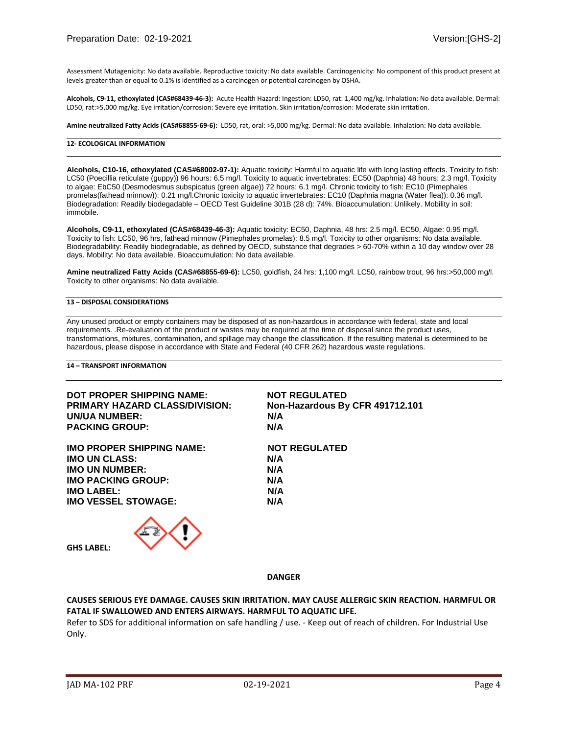Assessment Mutagenicity: No data available. Reproductive toxicity: No data available. Carcinogenicity: No component of this product present at levels greater than or equal to 0.1% is identified as a carcinogen or potential carcinogen by OSHA.

**Alcohols, C9-11, ethoxylated (CAS#68439-46-3):** Acute Health Hazard: Ingestion: LD50, rat: 1,400 mg/kg. Inhalation: No data available. Dermal: LD50, rat:>5,000 mg/kg. Eye irritation/corrosion: Severe eye irritation. Skin irritation/corrosion: Moderate skin irritation.

**Amine neutralized Fatty Acids (CAS#68855-69-6):** LD50, rat, oral: >5,000 mg/kg. Dermal: No data available. Inhalation: No data available.

## 12- ECOLOGICAL INFORMATION

**Alcohols, C10-16, ethoxylated (CAS#68002-97-1):** Aquatic toxicity: Harmful to aquatic life with long lasting effects. Toxicity to fish: LC50 (Poecillia reticulate (guppy)) 96 hours: 6.5 mg/l. Toxicity to aquatic invertebrates: EC50 (Daphnia) 48 hours: 2.3 mg/l. Toxicity to algae: EbC50 (Desmodesmus subspicatus (green algae)) 72 hours: 6.1 mg/l. Chronic toxicity to fish: EC10 (Pimephales promelas(fathead minnow)): 0.21 mg/l.Chronic toxicity to aquatic invertebrates: EC10 (Daphnia magna (Water flea)): 0.36 mg/l. Biodegradation: Readily biodegadable – OECD Test Guideline 301B (28 d): 74%. Bioaccumulation: Unlikely. Mobility in soil: immobile.

**Alcohols, C9-11, ethoxylated (CAS#68439-46-3):** Aquatic toxicity: EC50, Daphnia, 48 hrs: 2.5 mg/l. EC50, Algae: 0.95 mg/l. Toxicity to fish: LC50, 96 hrs, fathead minnow (Pimephales promelas): 8.5 mg/l. Toxicity to other organisms: No data available. Biodegradability: Readily biodegradable, as defined by OECD, substance that degrades > 60-70% within a 10 day window over 28 days. Mobility: No data available. Bioaccumulation: No data available.

**Amine neutralized Fatty Acids (CAS#68855-69-6):** LC50, goldfish, 24 hrs: 1,100 mg/l. LC50, rainbow trout, 96 hrs:>50,000 mg/l. Toxicity to other organisms: No data available.

## 13 – DISPOSAL CONSIDERATIONS

Any unused product or empty containers may be disposed of as non-hazardous in accordance with federal, state and local requirements. .Re-evaluation of the product or wastes may be required at the time of disposal since the product uses, transformations, mixtures, contamination, and spillage may change the classification. If the resulting material is determined to be hazardous, please dispose in accordance with State and Federal (40 CFR 262) hazardous waste regulations.

## 14 – TRANSPORT INFORMATION

**DOT PROPER SHIPPING NAME:** **NOT REGULATED**
**PRIMARY HAZARD CLASS/DIVISION:** **Non-Hazardous By CFR 491712.101**
**UN/UA NUMBER:** **N/A**
**PACKING GROUP:** **N/A**

**IMO PROPER SHIPPING NAME:** **NOT REGULATED**
**IMO UN CLASS:** **N/A**
**IMO UN NUMBER:** **N/A**
**IMO PACKING GROUP:** **N/A**
**IMO LABEL:** **N/A**
**IMO VESSEL STOWAGE:** **N/A**

**GHS LABEL:**

**DANGER**

**CAUSES SERIOUS EYE DAMAGE. CAUSES SKIN IRRITATION. MAY CAUSE ALLERGIC SKIN REACTION. HARMFUL OR FATAL IF SWALLOWED AND ENTERS AIRWAYS. HARMFUL TO AQUATIC LIFE.**

Refer to SDS for additional information on safe handling / use. - Keep out of reach of children. For Industrial Use Only.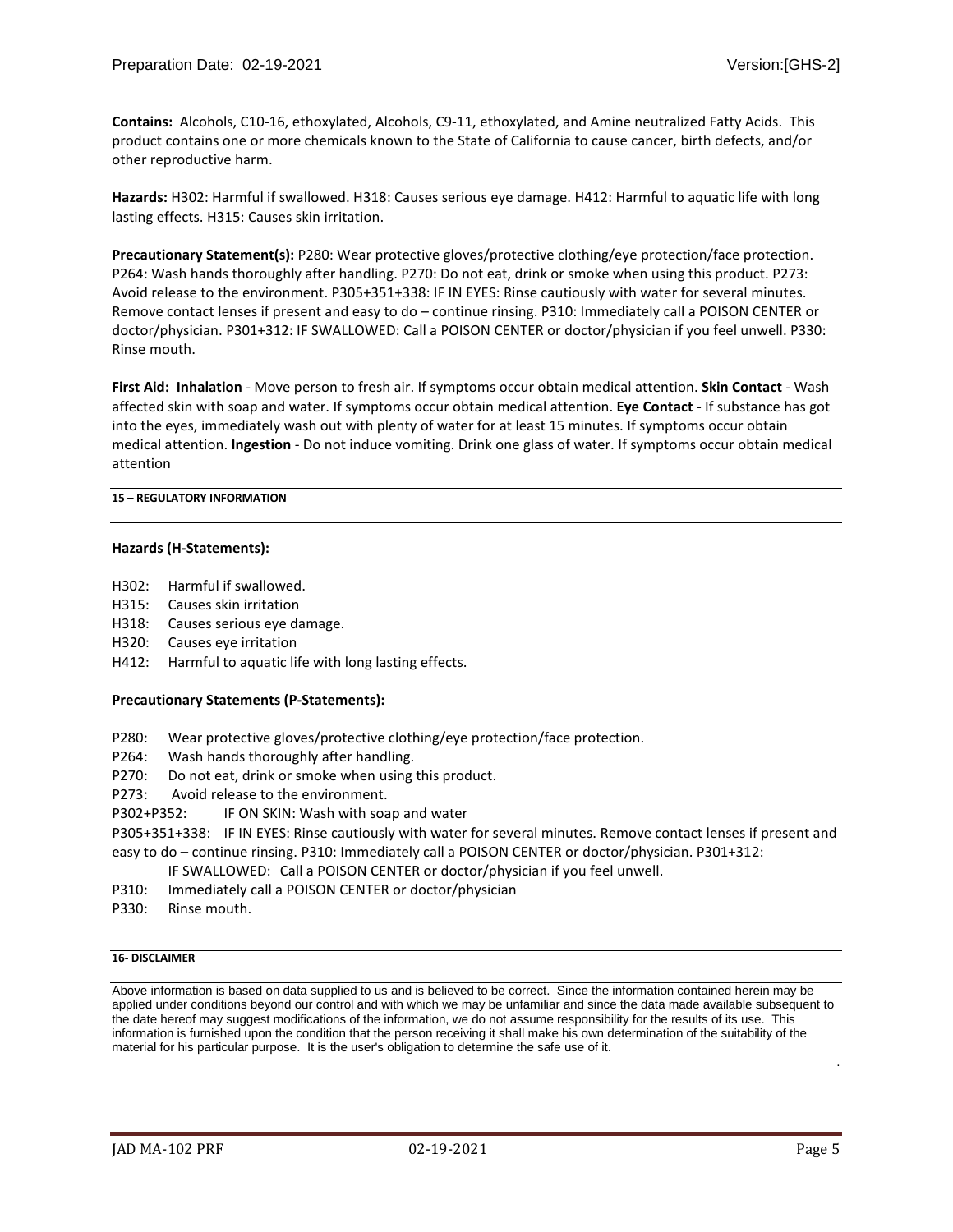**Contains:** Alcohols, C10-16, ethoxylated, Alcohols, C9-11, ethoxylated, and Amine neutralized Fatty Acids. This product contains one or more chemicals known to the State of California to cause cancer, birth defects, and/or other reproductive harm.

**Hazards:** H302: Harmful if swallowed. H318: Causes serious eye damage. H412: Harmful to aquatic life with long lasting effects. H315: Causes skin irritation.

**Precautionary Statement(s):** P280: Wear protective gloves/protective clothing/eye protection/face protection. P264: Wash hands thoroughly after handling. P270: Do not eat, drink or smoke when using this product. P273: Avoid release to the environment. P305+351+338: IF IN EYES: Rinse cautiously with water for several minutes. Remove contact lenses if present and easy to do – continue rinsing. P310: Immediately call a POISON CENTER or doctor/physician. P301+312: IF SWALLOWED: Call a POISON CENTER or doctor/physician if you feel unwell. P330: Rinse mouth.

**First Aid: Inhalation** - Move person to fresh air. If symptoms occur obtain medical attention. **Skin Contact** - Wash affected skin with soap and water. If symptoms occur obtain medical attention. **Eye Contact** - If substance has got into the eyes, immediately wash out with plenty of water for at least 15 minutes. If symptoms occur obtain medical attention. **Ingestion** - Do not induce vomiting. Drink one glass of water. If symptoms occur obtain medical attention

## 15 – REGULATORY INFORMATION

**Hazards (H-Statements):**

H302: Harmful if swallowed.
H315: Causes skin irritation
H318: Causes serious eye damage.
H320: Causes eye irritation
H412: Harmful to aquatic life with long lasting effects.

**Precautionary Statements (P-Statements):**

P280: Wear protective gloves/protective clothing/eye protection/face protection.
P264: Wash hands thoroughly after handling.
P270: Do not eat, drink or smoke when using this product.
P273: Avoid release to the environment.
P302+P352: IF ON SKIN: Wash with soap and water
P305+351+338: IF IN EYES: Rinse cautiously with water for several minutes. Remove contact lenses if present and easy to do – continue rinsing. P310: Immediately call a POISON CENTER or doctor/physician. P301+312: IF SWALLOWED: Call a POISON CENTER or doctor/physician if you feel unwell.
P310: Immediately call a POISON CENTER or doctor/physician
P330: Rinse mouth.

## 16- DISCLAIMER

Above information is based on data supplied to us and is believed to be correct. Since the information contained herein may be applied under conditions beyond our control and with which we may be unfamiliar and since the data made available subsequent to the date hereof may suggest modifications of the information, we do not assume responsibility for the results of its use. This information is furnished upon the condition that the person receiving it shall make his own determination of the suitability of the material for his particular purpose. It is the user's obligation to determine the safe use of it.